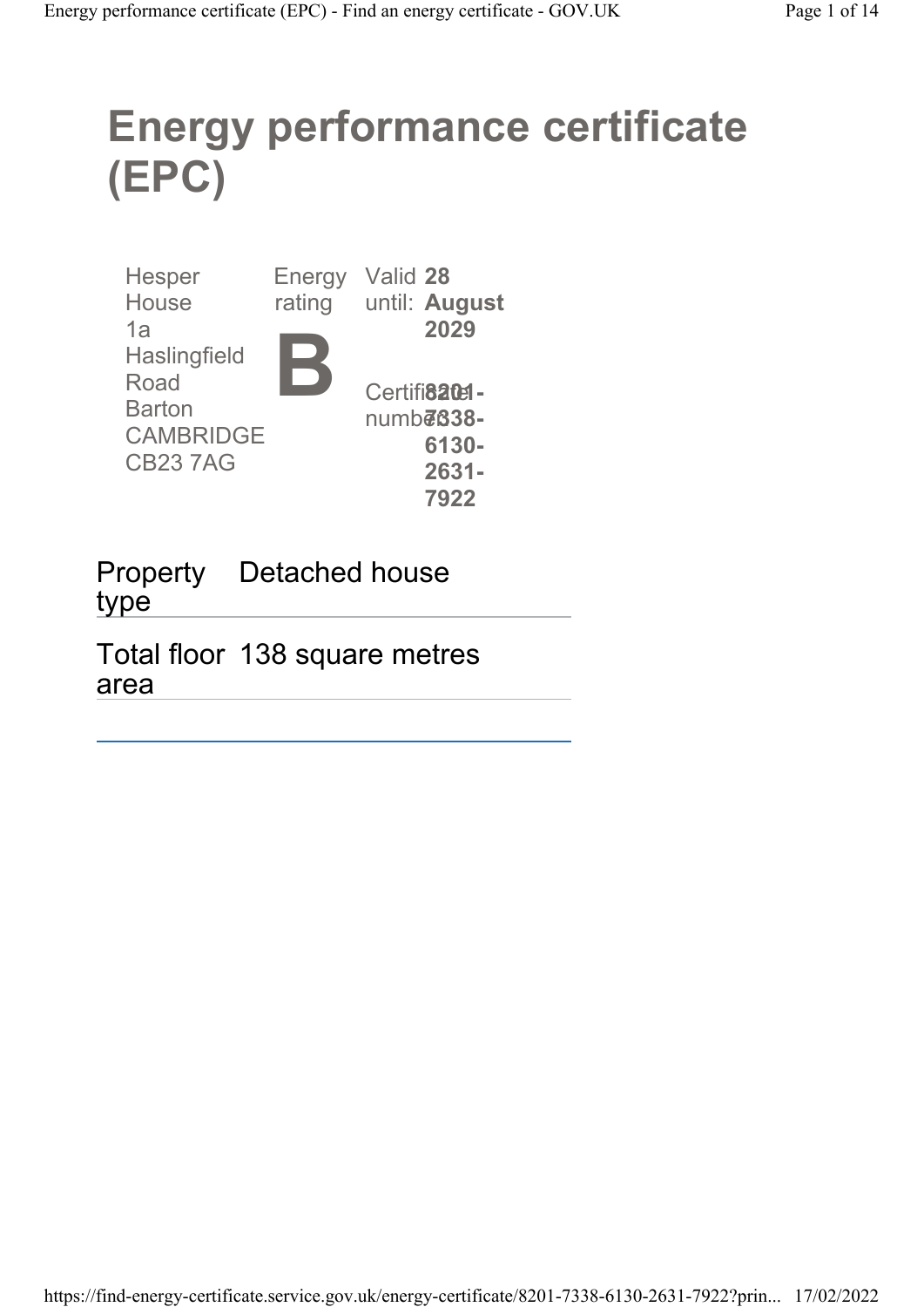# Energy performance certificate (EPC)

Hesper House
1a Haslingfield Road
Barton
CAMBRIDGE
CB23 7AG

Energy rating

**B**

Valid until: **28 August 2029**

Certificate number: **8201-7338-6130-2631-7922**

| | |
|---|---|
| Property type | Detached house |
| Total floor area | 138 square metres |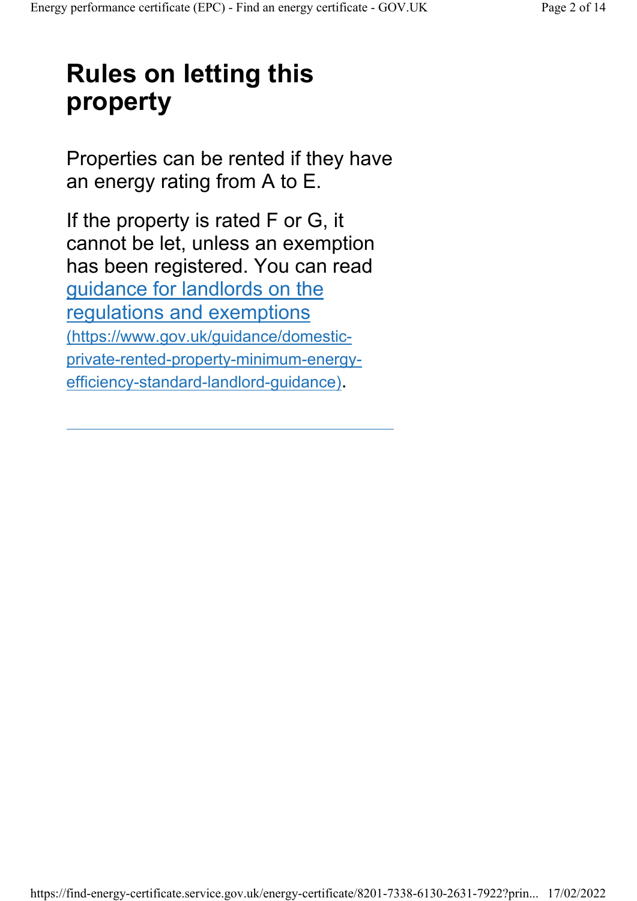# Rules on letting this property

Properties can be rented if they have an energy rating from A to E.

If the property is rated F or G, it cannot be let, unless an exemption has been registered. You can read [guidance for landlords on the regulations and exemptions](https://www.gov.uk/guidance/domestic-private-rented-property-minimum-energy-efficiency-standard-landlord-guidance) (https://www.gov.uk/guidance/domestic-private-rented-property-minimum-energy-efficiency-standard-landlord-guidance).

---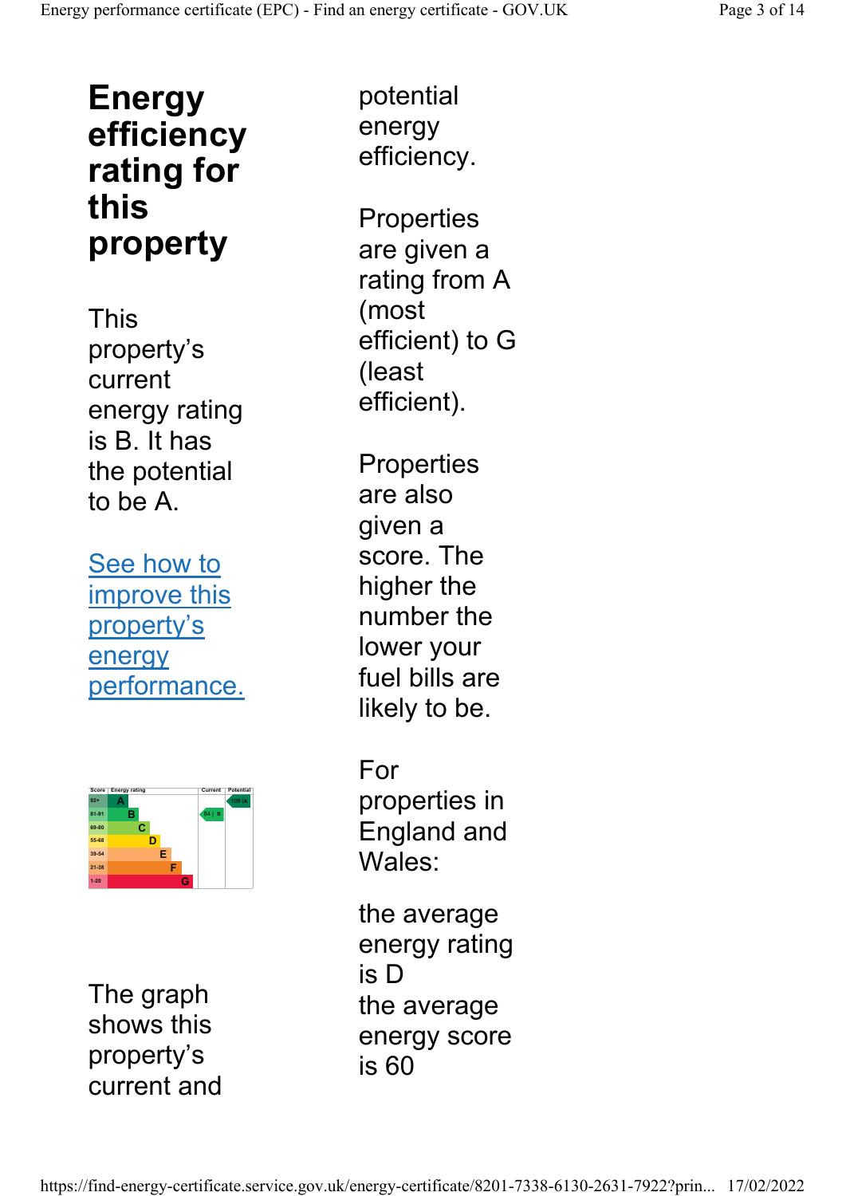# Energy efficiency rating for this property

This property's current energy rating is B. It has the potential to be A.

See how to improve this property's energy performance.

| Score | Energy rating | Current | Potential |
|---|---|---|---|
| 92+ | A | | 100 A |
| 81-91 | B | 84 B | |
| 69-80 | C | | |
| 55-68 | D | | |
| 39-54 | E | | |
| 21-38 | F | | |
| 1-20 | G | | |

The graph shows this property's current and potential energy efficiency.

Properties are given a rating from A (most efficient) to G (least efficient).

Properties are also given a score. The higher the number the lower your fuel bills are likely to be.

For properties in England and Wales:

the average energy rating is D
the average energy score is 60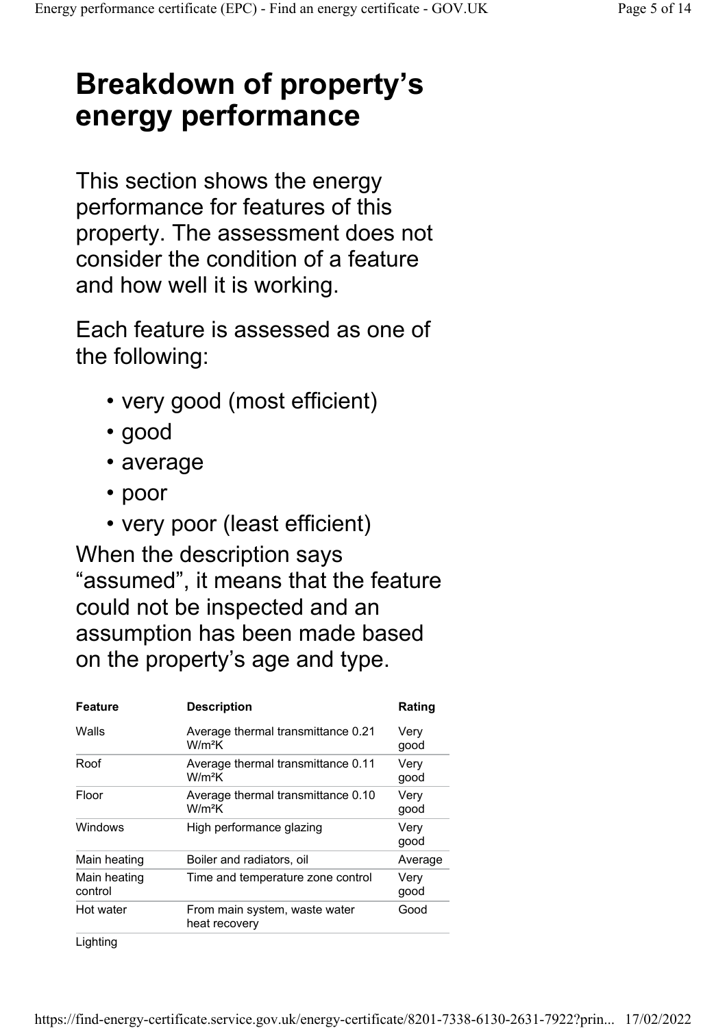# Breakdown of property's energy performance

This section shows the energy performance for features of this property. The assessment does not consider the condition of a feature and how well it is working.

Each feature is assessed as one of the following:

- very good (most efficient)
- good
- average
- poor
- very poor (least efficient)

When the description says "assumed", it means that the feature could not be inspected and an assumption has been made based on the property's age and type.

| Feature | Description | Rating |
|---|---|---|
| Walls | Average thermal transmittance 0.21 W/m²K | Very good |
| Roof | Average thermal transmittance 0.11 W/m²K | Very good |
| Floor | Average thermal transmittance 0.10 W/m²K | Very good |
| Windows | High performance glazing | Very good |
| Main heating | Boiler and radiators, oil | Average |
| Main heating control | Time and temperature zone control | Very good |
| Hot water | From main system, waste water heat recovery | Good |
| Lighting | | |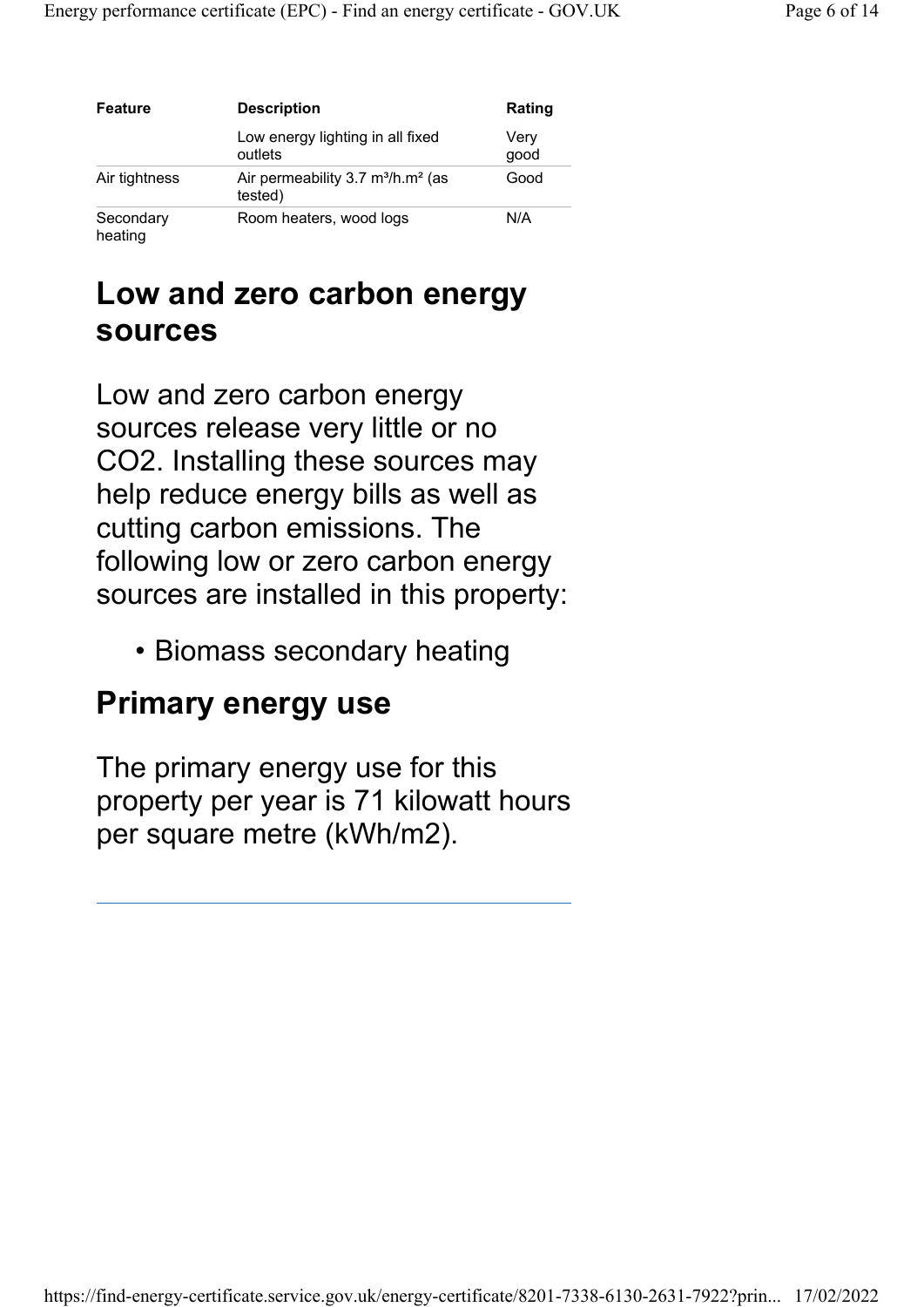| Feature | Description | Rating |
| --- | --- | --- |
| | Low energy lighting in all fixed outlets | Very good |
| Air tightness | Air permeability 3.7 $m^3/h.m^2$ (as tested) | Good |
| Secondary heating | Room heaters, wood logs | N/A |

## Low and zero carbon energy sources

Low and zero carbon energy sources release very little or no $CO_2$. Installing these sources may help reduce energy bills as well as cutting carbon emissions. The following low or zero carbon energy sources are installed in this property:

- Biomass secondary heating

## Primary energy use

The primary energy use for this property per year is 71 kilowatt hours per square metre (kWh/m2).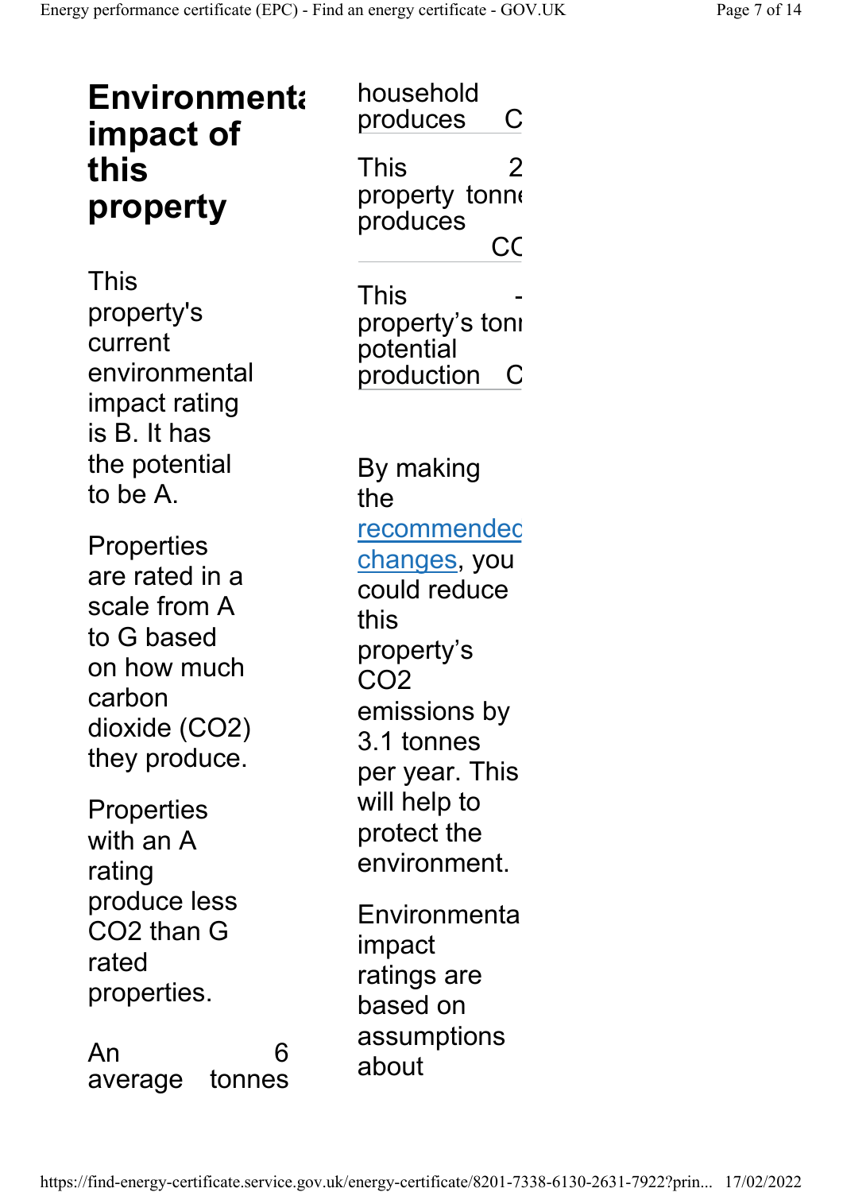# Environmental impact of this property

This property's current environmental impact rating is B. It has the potential to be A.

Properties are rated in a scale from A to G based on how much carbon dioxide ($CO_2$) they produce.

Properties with an A rating produce less $CO_2$ than G rated properties.

| | |
|---|---|
| An average household produces | 6 tonnes C |
| This property produces | 2 tonne CC |
| This property's potential production | - toni C |

By making the recommended changes, you could reduce this property's $CO_2$ emissions by 3.1 tonnes per year. This will help to protect the environment.

Environmental impact ratings are based on assumptions about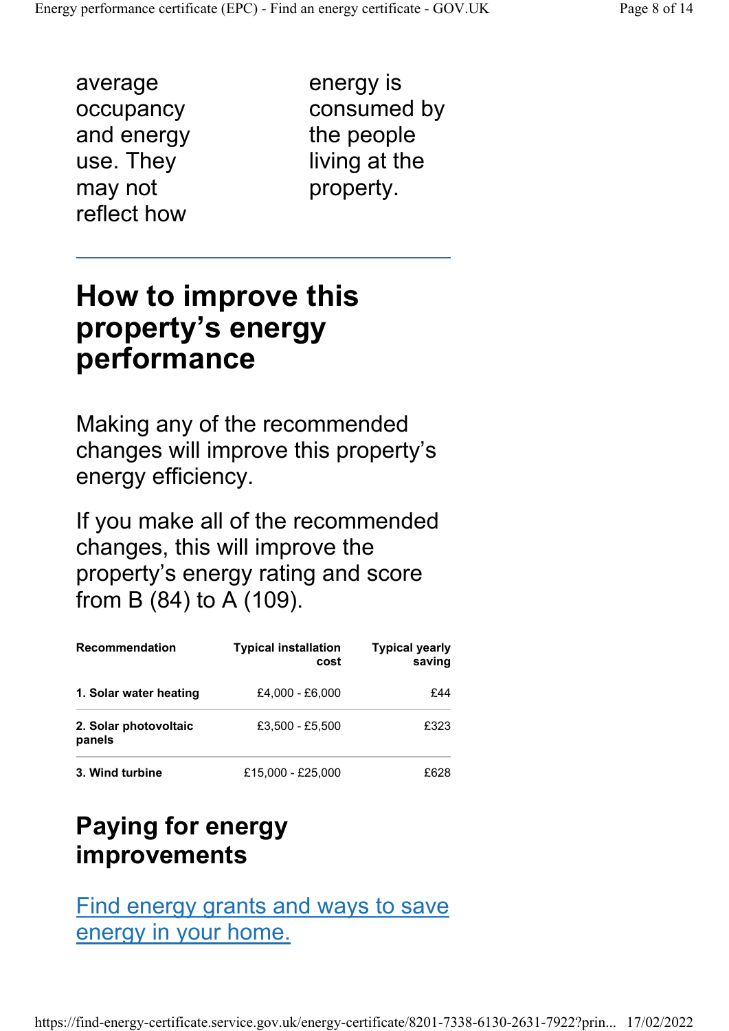average occupancy and energy use. They may not reflect how energy is consumed by the people living at the property.

## How to improve this property's energy performance

Making any of the recommended changes will improve this property's energy efficiency.

If you make all of the recommended changes, this will improve the property's energy rating and score from B (84) to A (109).

| Recommendation | Typical installation cost | Typical yearly saving |
|---|---|---|
| **1. Solar water heating** | £4,000 - £6,000 | £44 |
| **2. Solar photovoltaic panels** | £3,500 - £5,500 | £323 |
| **3. Wind turbine** | £15,000 - £25,000 | £628 |

## Paying for energy improvements

[Find energy grants and ways to save energy in your home.]()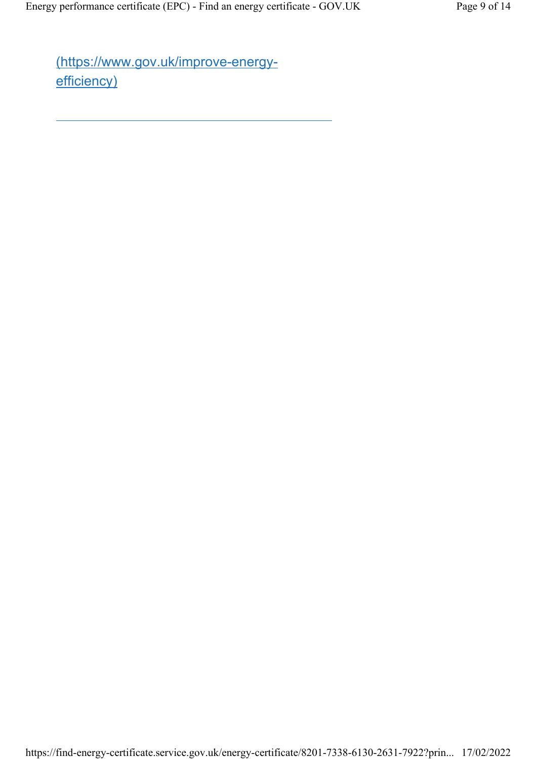(https://www.gov.uk/improve-energy-efficiency)

---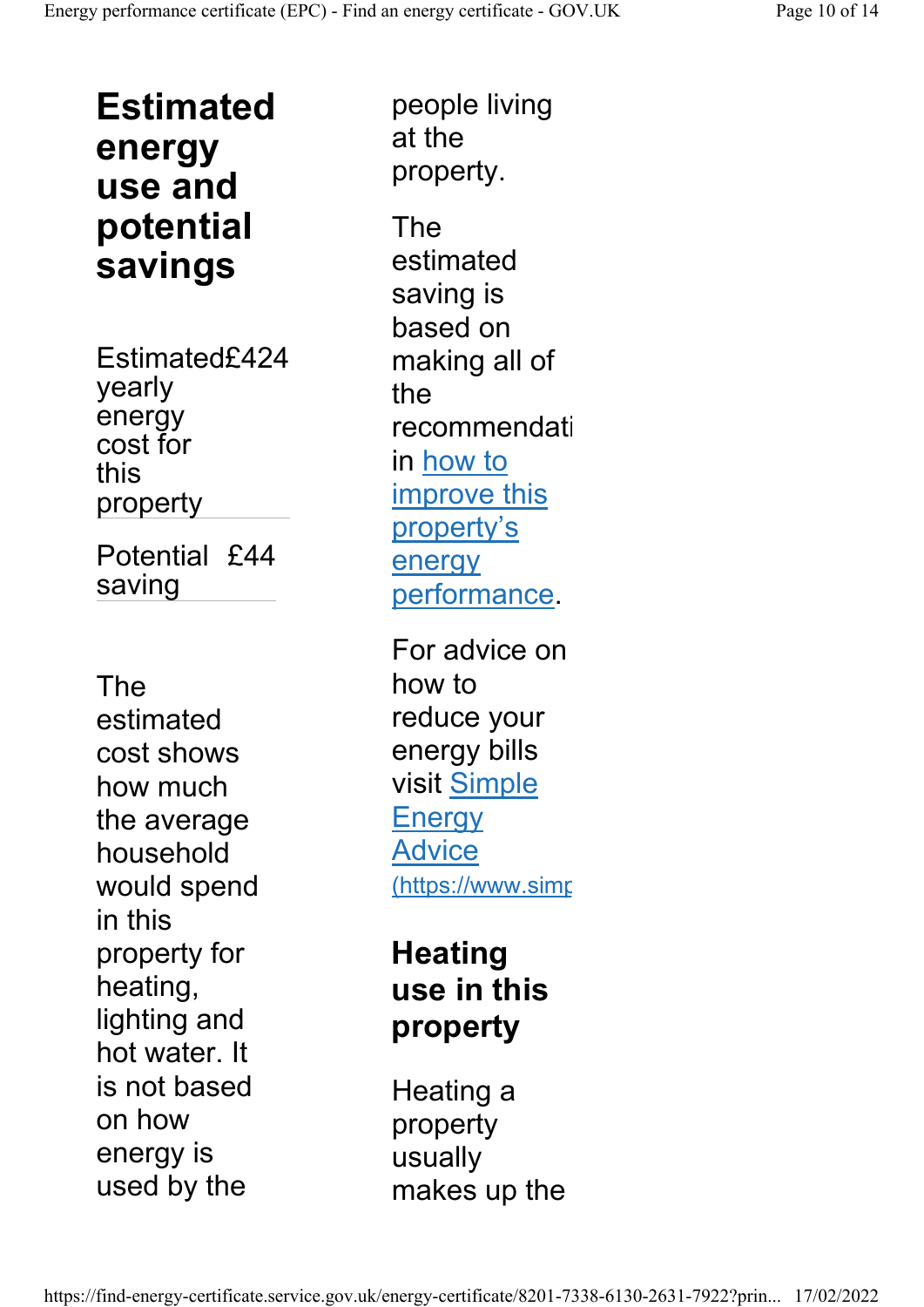## Estimated energy use and potential savings

| | |
|---|---|
| Estimated yearly energy cost for this property | £424 |
| Potential saving | £44 |

The estimated cost shows how much the average household would spend in this property for heating, lighting and hot water. It is not based on how energy is used by the people living at the property.

The estimated saving is based on making all of the recommendati in how to improve this property's energy performance.

For advice on how to reduce your energy bills visit Simple Energy Advice (https://www.simp

## Heating use in this property

Heating a property usually makes up the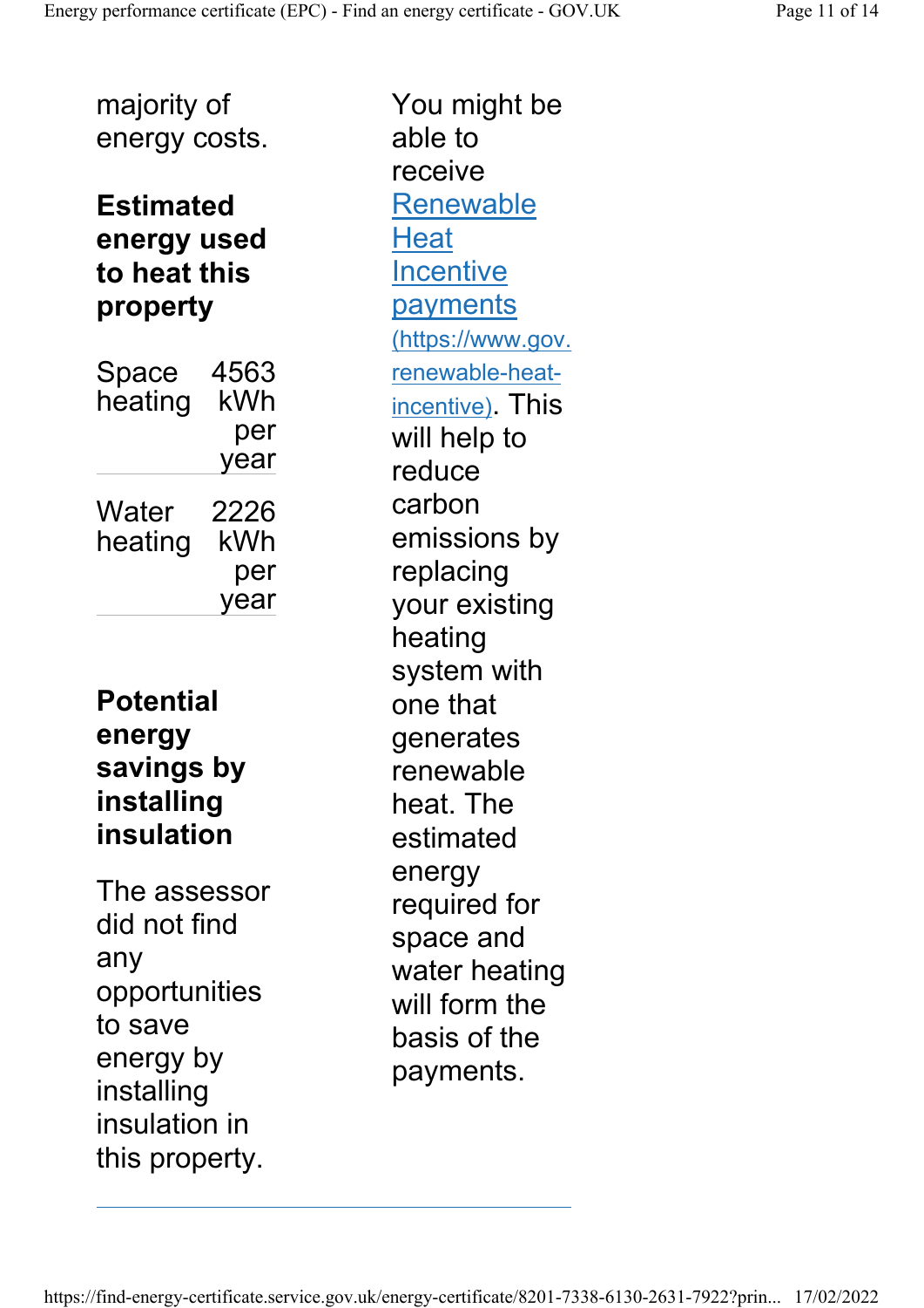majority of energy costs.

## Estimated energy used to heat this property

| | |
|---|---|
| Space heating | 4563 kWh per year |
| Water heating | 2226 kWh per year |

## Potential energy savings by installing insulation

The assessor did not find any opportunities to save energy by installing insulation in this property.

You might be able to receive [Renewable Heat Incentive payments](https://www.gov.uk/domestic-renewable-heat-incentive) (https://www.gov. renewable-heat-incentive). This will help to reduce carbon emissions by replacing your existing heating system with one that generates renewable heat. The estimated energy required for space and water heating will form the basis of the payments.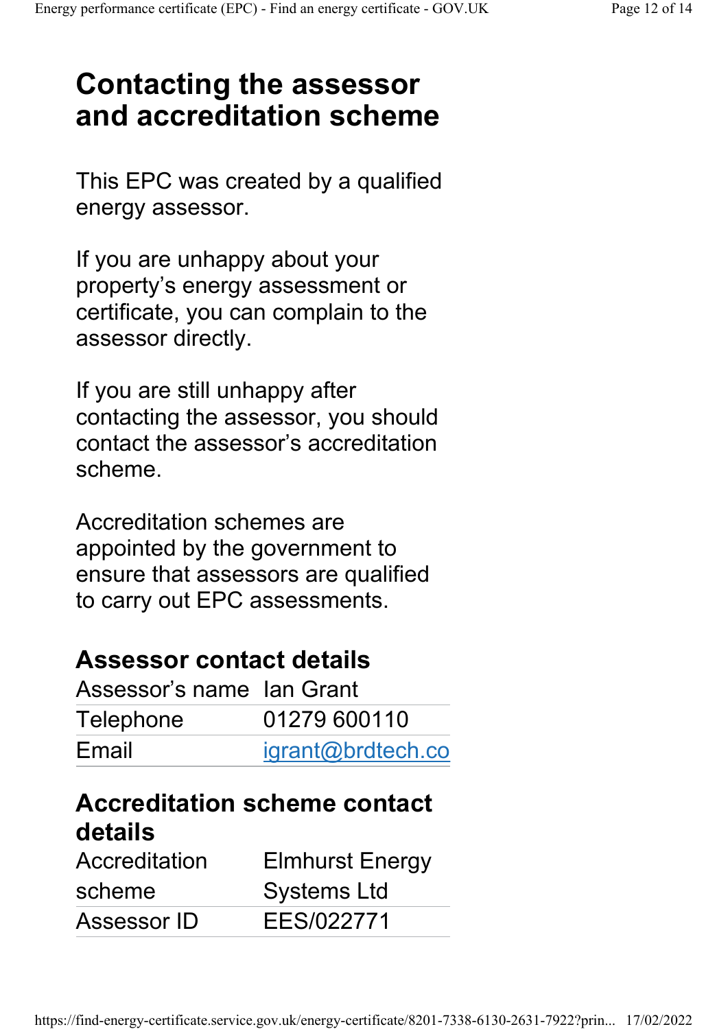# Contacting the assessor and accreditation scheme

This EPC was created by a qualified energy assessor.

If you are unhappy about your property's energy assessment or certificate, you can complain to the assessor directly.

If you are still unhappy after contacting the assessor, you should contact the assessor's accreditation scheme.

Accreditation schemes are appointed by the government to ensure that assessors are qualified to carry out EPC assessments.

## Assessor contact details

| | |
|---|---|
| Assessor's name | Ian Grant |
| Telephone | 01279 600110 |
| Email | igrant@brdtech.co |

## Accreditation scheme contact details

| | |
|---|---|
| Accreditation scheme | Elmhurst Energy Systems Ltd |
| Assessor ID | EES/022771 |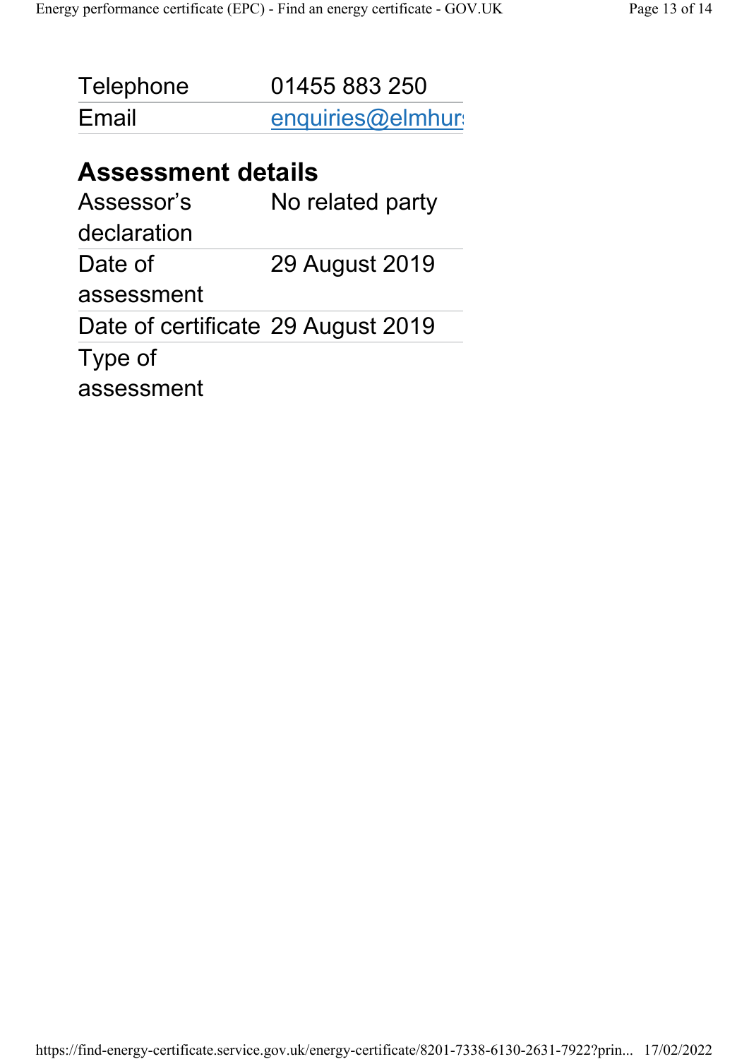| | |
|---|---|
| Telephone | 01455 883 250 |
| Email | enquiries@elmhur |

## Assessment details

| | |
|---|---|
| Assessor's declaration | No related party |
| Date of assessment | 29 August 2019 |
| Date of certificate | 29 August 2019 |
| Type of assessment | |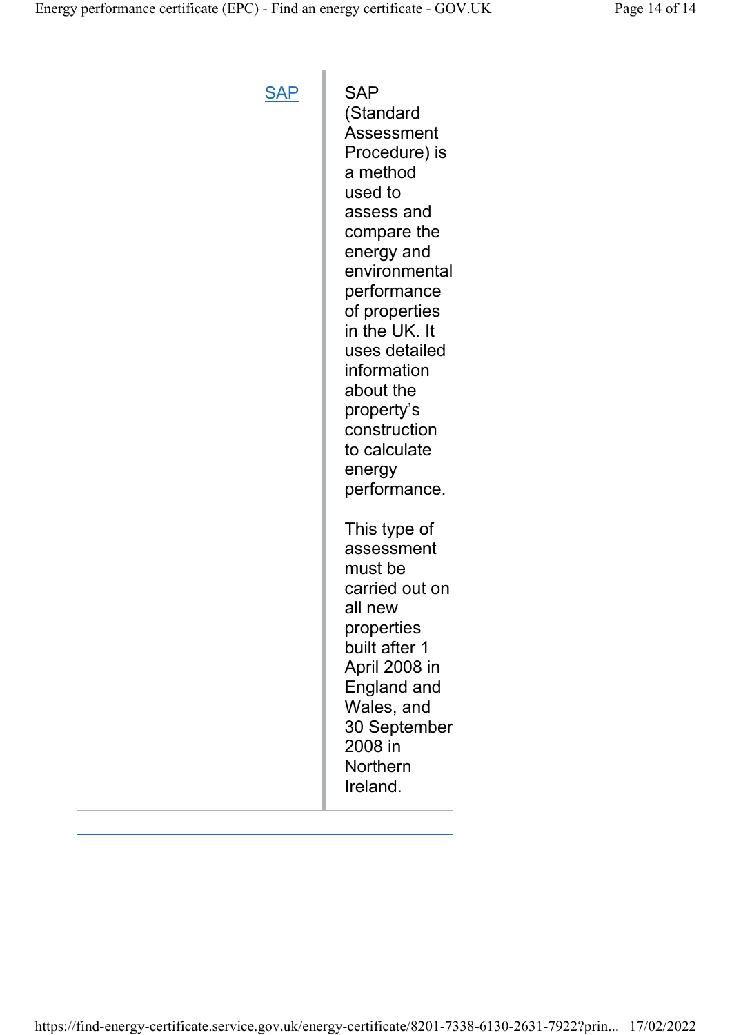| | |
|---|---|
| SAP | SAP (Standard Assessment Procedure) is a method used to assess and compare the energy and environmental performance of properties in the UK. It uses detailed information about the property's construction to calculate energy performance.<br><br>This type of assessment must be carried out on all new properties built after 1 April 2008 in England and Wales, and 30 September 2008 in Northern Ireland. |